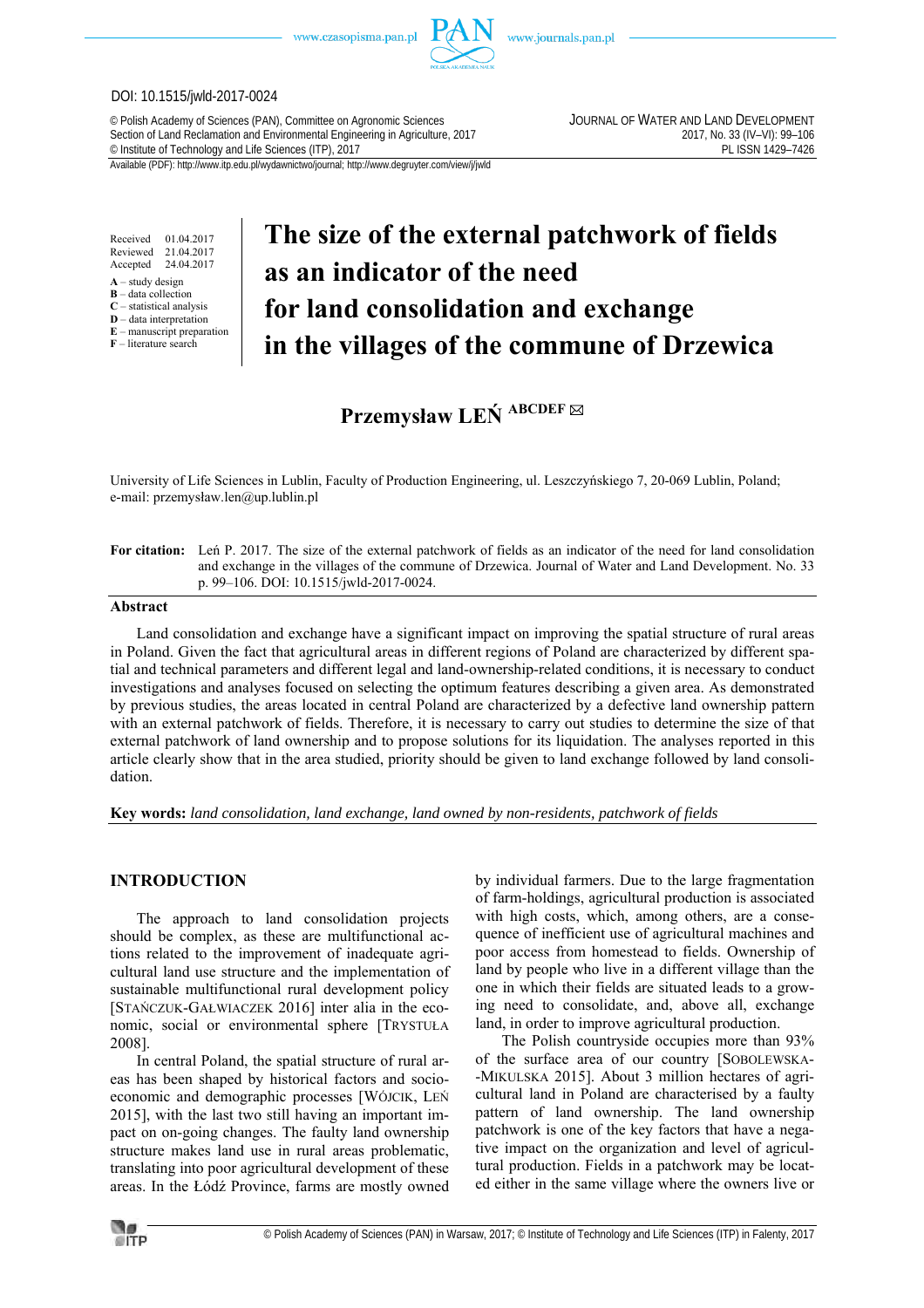DOI: 10.1515/jwld-2017-0024

© Polish Academy of Sciences (PAN), Committee on Agronomic Sciences
Section of Land Reclamation and Environmental Engineering in Agriculture, 2017
© Institute of Technology and Life Sciences (ITP), 2017

JOURNAL OF WATER AND LAND DEVELOPMENT
2017, No. 33 (IV–VI): 99–106
PL ISSN 1429–7426

Available (PDF): http://www.itp.edu.pl/wydawnictwo/journal; http://www.degruyter.com/view/j/jwld

Received 01.04.2017
Reviewed 21.04.2017
Accepted 24.04.2017

**A** – study design
**B** – data collection
**C** – statistical analysis
**D** – data interpretation
**E** – manuscript preparation
**F** – literature search

# The size of the external patchwork of fields as an indicator of the need for land consolidation and exchange in the villages of the commune of Drzewica

**Przemysław LEŃ** ABCDEF ✉

University of Life Sciences in Lublin, Faculty of Production Engineering, ul. Leszczyńskiego 7, 20-069 Lublin, Poland; e-mail: przemysław.len@up.lublin.pl

**For citation:** Leń P. 2017. The size of the external patchwork of fields as an indicator of the need for land consolidation and exchange in the villages of the commune of Drzewica. Journal of Water and Land Development. No. 33 p. 99–106. DOI: 10.1515/jwld-2017-0024.

## Abstract

Land consolidation and exchange have a significant impact on improving the spatial structure of rural areas in Poland. Given the fact that agricultural areas in different regions of Poland are characterized by different spatial and technical parameters and different legal and land-ownership-related conditions, it is necessary to conduct investigations and analyses focused on selecting the optimum features describing a given area. As demonstrated by previous studies, the areas located in central Poland are characterized by a defective land ownership pattern with an external patchwork of fields. Therefore, it is necessary to carry out studies to determine the size of that external patchwork of land ownership and to propose solutions for its liquidation. The analyses reported in this article clearly show that in the area studied, priority should be given to land exchange followed by land consolidation.

**Key words:** *land consolidation, land exchange, land owned by non-residents, patchwork of fields*

## INTRODUCTION

The approach to land consolidation projects should be complex, as these are multifunctional actions related to the improvement of inadequate agricultural land use structure and the implementation of sustainable multifunctional rural development policy [STAŃCZUK-GAŁWIACZEK 2016] inter alia in the economic, social or environmental sphere [TRYSTUŁA 2008].

In central Poland, the spatial structure of rural areas has been shaped by historical factors and socio-economic and demographic processes [WÓJCIK, LEŃ 2015], with the last two still having an important impact on on-going changes. The faulty land ownership structure makes land use in rural areas problematic, translating into poor agricultural development of these areas. In the Łódź Province, farms are mostly owned by individual farmers. Due to the large fragmentation of farm-holdings, agricultural production is associated with high costs, which, among others, are a consequence of inefficient use of agricultural machines and poor access from homestead to fields. Ownership of land by people who live in a different village than the one in which their fields are situated leads to a growing need to consolidate, and, above all, exchange land, in order to improve agricultural production.

The Polish countryside occupies more than 93% of the surface area of our country [SOBOLEWSKA-MIKULSKA 2015]. About 3 million hectares of agricultural land in Poland are characterised by a faulty pattern of land ownership. The land ownership patchwork is one of the key factors that have a negative impact on the organization and level of agricultural production. Fields in a patchwork may be located either in the same village where the owners live or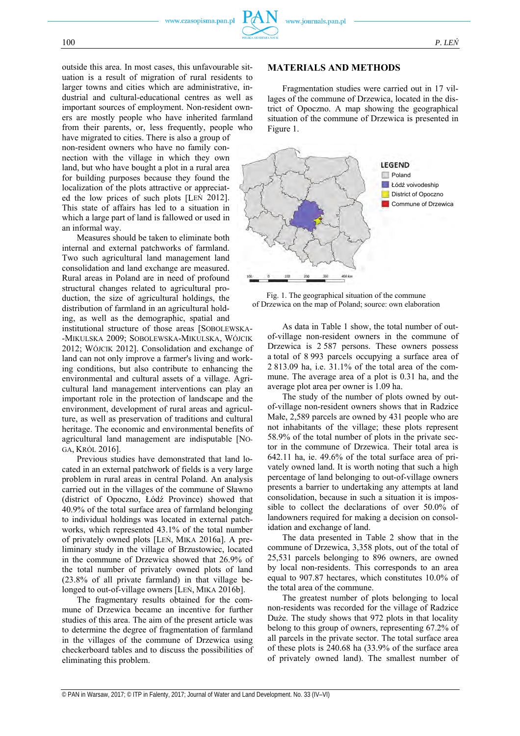outside this area. In most cases, this unfavourable situation is a result of migration of rural residents to larger towns and cities which are administrative, industrial and cultural-educational centres as well as important sources of employment. Non-resident owners are mostly people who have inherited farmland from their parents, or, less frequently, people who have migrated to cities. There is also a group of non-resident owners who have no family connection with the village in which they own land, but who have bought a plot in a rural area for building purposes because they found the localization of the plots attractive or appreciated the low prices of such plots [LEŃ 2012]. This state of affairs has led to a situation in which a large part of land is fallowed or used in an informal way.

Measures should be taken to eliminate both internal and external patchworks of farmland. Two such agricultural land management land consolidation and land exchange are measured. Rural areas in Poland are in need of profound structural changes related to agricultural production, the size of agricultural holdings, the distribution of farmland in an agricultural holding, as well as the demographic, spatial and institutional structure of those areas [SOBOLEWSKA-MIKULSKA 2009; SOBOLEWSKA-MIKULSKA, WÓJCIK 2012; WÓJCIK 2012]. Consolidation and exchange of land can not only improve a farmer's living and working conditions, but also contribute to enhancing the environmental and cultural assets of a village. Agricultural land management interventions can play an important role in the protection of landscape and the environment, development of rural areas and agriculture, as well as preservation of traditions and cultural heritage. The economic and environmental benefits of agricultural land management are indisputable [NOGA, KRÓL 2016].

Previous studies have demonstrated that land located in an external patchwork of fields is a very large problem in rural areas in central Poland. An analysis carried out in the villages of the commune of Sławno (district of Opoczno, Łódź Province) showed that 40.9% of the total surface area of farmland belonging to individual holdings was located in external patchworks, which represented 43.1% of the total number of privately owned plots [LEŃ, MIKA 2016a]. A preliminary study in the village of Brzustowiec, located in the commune of Drzewica showed that 26.9% of the total number of privately owned plots of land (23.8% of all private farmland) in that village belonged to out-of-village owners [LEŃ, MIKA 2016b].

The fragmentary results obtained for the commune of Drzewica became an incentive for further studies of this area. The aim of the present article was to determine the degree of fragmentation of farmland in the villages of the commune of Drzewica using checkerboard tables and to discuss the possibilities of eliminating this problem.

## MATERIALS AND METHODS

Fragmentation studies were carried out in 17 villages of the commune of Drzewica, located in the district of Opoczno. A map showing the geographical situation of the commune of Drzewica is presented in Figure 1.

Fig. 1. The geographical situation of the commune of Drzewica on the map of Poland; source: own elaboration

As data in Table 1 show, the total number of out-of-village non-resident owners in the commune of Drzewica is 2 587 persons. These owners possess a total of 8 993 parcels occupying a surface area of 2 813.09 ha, i.e. 31.1% of the total area of the commune. The average area of a plot is 0.31 ha, and the average plot area per owner is 1.09 ha.

The study of the number of plots owned by out-of-village non-resident owners shows that in Radzice Małe, 2,589 parcels are owned by 431 people who are not inhabitants of the village; these plots represent 58.9% of the total number of plots in the private sector in the commune of Drzewica. Their total area is 642.11 ha, ie. 49.6% of the total surface area of privately owned land. It is worth noting that such a high percentage of land belonging to out-of-village owners presents a barrier to undertaking any attempts at land consolidation, because in such a situation it is impossible to collect the declarations of over 50.0% of landowners required for making a decision on consolidation and exchange of land.

The data presented in Table 2 show that in the commune of Drzewica, 3,358 plots, out of the total of 25,531 parcels belonging to 896 owners, are owned by local non-residents. This corresponds to an area equal to 907.87 hectares, which constitutes 10.0% of the total area of the commune.

The greatest number of plots belonging to local non-residents was recorded for the village of Radzice Duże. The study shows that 972 plots in that locality belong to this group of owners, representing 67.2% of all parcels in the private sector. The total surface area of these plots is 240.68 ha (33.9% of the surface area of privately owned land). The smallest number of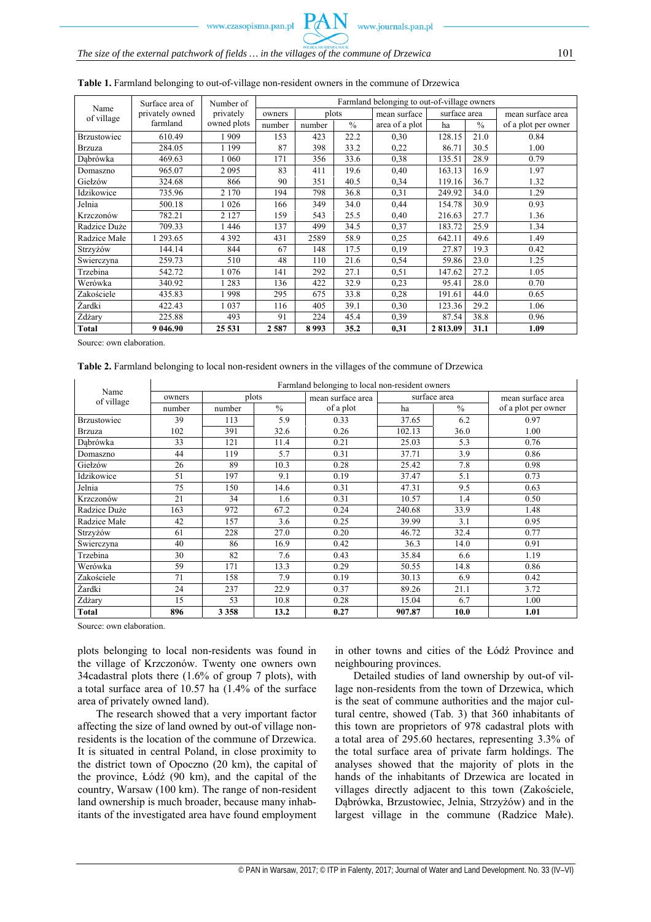**Table 1.** Farmland belonging to out-of-village non-resident owners in the commune of Drzewica

| Name of village | Surface area of privately owned farmland | Number of privately owned plots | Farmland belonging to out-of-village owners | | | | | | |
|---|---|---|---|---|---|---|---|---|---|
| | | | owners | plots | | mean surface area of a plot | surface area | | mean surface area of a plot per owner |
| | | | number | number | % | | ha | % | |
| Brzustowiec | 610.49 | 1 909 | 153 | 423 | 22.2 | 0,30 | 128.15 | 21.0 | 0.84 |
| Brzuza | 284.05 | 1 199 | 87 | 398 | 33.2 | 0,22 | 86.71 | 30.5 | 1.00 |
| Dąbrówka | 469.63 | 1 060 | 171 | 356 | 33.6 | 0,38 | 135.51 | 28.9 | 0.79 |
| Domaszno | 965.07 | 2 095 | 83 | 411 | 19.6 | 0,40 | 163.13 | 16.9 | 1.97 |
| Giełzów | 324.68 | 866 | 90 | 351 | 40.5 | 0,34 | 119.16 | 36.7 | 1.32 |
| Idzikowice | 735.96 | 2 170 | 194 | 798 | 36.8 | 0,31 | 249.92 | 34.0 | 1.29 |
| Jelnia | 500.18 | 1 026 | 166 | 349 | 34.0 | 0,44 | 154.78 | 30.9 | 0.93 |
| Krzczonów | 782.21 | 2 127 | 159 | 543 | 25.5 | 0,40 | 216.63 | 27.7 | 1.36 |
| Radzice Duże | 709.33 | 1 446 | 137 | 499 | 34.5 | 0,37 | 183.72 | 25.9 | 1.34 |
| Radzice Małe | 1 293.65 | 4 392 | 431 | 2589 | 58.9 | 0,25 | 642.11 | 49.6 | 1.49 |
| Strzyżów | 144.14 | 844 | 67 | 148 | 17.5 | 0,19 | 27.87 | 19.3 | 0.42 |
| Swierczyna | 259.73 | 510 | 48 | 110 | 21.6 | 0,54 | 59.86 | 23.0 | 1.25 |
| Trzebina | 542.72 | 1 076 | 141 | 292 | 27.1 | 0,51 | 147.62 | 27.2 | 1.05 |
| Werówka | 340.92 | 1 283 | 136 | 422 | 32.9 | 0,23 | 95.41 | 28.0 | 0.70 |
| Zakościele | 435.83 | 1 998 | 295 | 675 | 33.8 | 0,28 | 191.61 | 44.0 | 0.65 |
| Żardki | 422.43 | 1 037 | 116 | 405 | 39.1 | 0,30 | 123.36 | 29.2 | 1.06 |
| Zdżary | 225.88 | 493 | 91 | 224 | 45.4 | 0,39 | 87.54 | 38.8 | 0.96 |
| **Total** | **9 046.90** | **25 531** | **2 587** | **8 993** | **35.2** | **0,31** | **2 813.09** | **31.1** | **1.09** |

Source: own elaboration.

**Table 2.** Farmland belonging to local non-resident owners in the villages of the commune of Drzewica

| Name of village | Farmland belonging to local non-resident owners | | | | | | |
|---|---|---|---|---|---|---|---|
| | owners | plots | | mean surface area of a plot | surface area | | mean surface area of a plot per owner |
| | number | number | % | | ha | % | |
| Brzustowiec | 39 | 113 | 5.9 | 0.33 | 37.65 | 6.2 | 0.97 |
| Brzuza | 102 | 391 | 32.6 | 0.26 | 102.13 | 36.0 | 1.00 |
| Dąbrówka | 33 | 121 | 11.4 | 0.21 | 25.03 | 5.3 | 0.76 |
| Domaszno | 44 | 119 | 5.7 | 0.31 | 37.71 | 3.9 | 0.86 |
| Giełzów | 26 | 89 | 10.3 | 0.28 | 25.42 | 7.8 | 0.98 |
| Idzikowice | 51 | 197 | 9.1 | 0.19 | 37.47 | 5.1 | 0.73 |
| Jelnia | 75 | 150 | 14.6 | 0.31 | 47.31 | 9.5 | 0.63 |
| Krzczonów | 21 | 34 | 1.6 | 0.31 | 10.57 | 1.4 | 0.50 |
| Radzice Duże | 163 | 972 | 67.2 | 0.24 | 240.68 | 33.9 | 1.48 |
| Radzice Małe | 42 | 157 | 3.6 | 0.25 | 39.99 | 3.1 | 0.95 |
| Strzyżów | 61 | 228 | 27.0 | 0.20 | 46.72 | 32.4 | 0.77 |
| Swierczyna | 40 | 86 | 16.9 | 0.42 | 36.3 | 14.0 | 0.91 |
| Trzebina | 30 | 82 | 7.6 | 0.43 | 35.84 | 6.6 | 1.19 |
| Werówka | 59 | 171 | 13.3 | 0.29 | 50.55 | 14.8 | 0.86 |
| Zakościele | 71 | 158 | 7.9 | 0.19 | 30.13 | 6.9 | 0.42 |
| Żardki | 24 | 237 | 22.9 | 0.37 | 89.26 | 21.1 | 3.72 |
| Zdżary | 15 | 53 | 10.8 | 0.28 | 15.04 | 6.7 | 1.00 |
| **Total** | **896** | **3 358** | **13.2** | **0.27** | **907.87** | **10.0** | **1.01** |

Source: own elaboration.

plots belonging to local non-residents was found in the village of Krzczonów. Twenty one owners own 34cadastral plots there (1.6% of group 7 plots), with a total surface area of 10.57 ha (1.4% of the surface area of privately owned land).

The research showed that a very important factor affecting the size of land owned by out-of village non-residents is the location of the commune of Drzewica. It is situated in central Poland, in close proximity to the district town of Opoczno (20 km), the capital of the province, Łódź (90 km), and the capital of the country, Warsaw (100 km). The range of non-resident land ownership is much broader, because many inhabitants of the investigated area have found employment in other towns and cities of the Łódź Province and neighbouring provinces.

Detailed studies of land ownership by out-of village non-residents from the town of Drzewica, which is the seat of commune authorities and the major cultural centre, showed (Tab. 3) that 360 inhabitants of this town are proprietors of 978 cadastral plots with a total area of 295.60 hectares, representing 3.3% of the total surface area of private farm holdings. The analyses showed that the majority of plots in the hands of the inhabitants of Drzewica are located in villages directly adjacent to this town (Zakościele, Dąbrówka, Brzustowiec, Jelnia, Strzyżów) and in the largest village in the commune (Radzice Małe).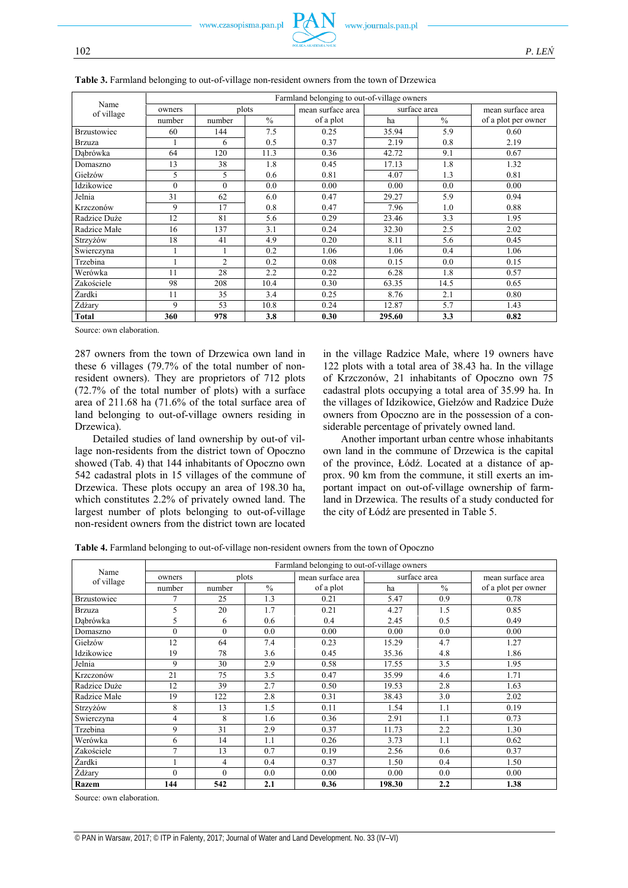**Table 3.** Farmland belonging to out-of-village non-resident owners from the town of Drzewica

| Name of village | Farmland belonging to out-of-village owners | | | | | | |
|---|---|---|---|---|---|---|---|
| | owners | plots | | mean surface area | surface area | | mean surface area |
| | number | number | % | of a plot | ha | % | of a plot per owner |
| Brzustowiec | 60 | 144 | 7.5 | 0.25 | 35.94 | 5.9 | 0.60 |
| Brzuza | 1 | 6 | 0.5 | 0.37 | 2.19 | 0.8 | 2.19 |
| Dąbrówka | 64 | 120 | 11.3 | 0.36 | 42.72 | 9.1 | 0.67 |
| Domaszno | 13 | 38 | 1.8 | 0.45 | 17.13 | 1.8 | 1.32 |
| Giełzów | 5 | 5 | 0.6 | 0.81 | 4.07 | 1.3 | 0.81 |
| Idzikowice | 0 | 0 | 0.0 | 0.00 | 0.00 | 0.0 | 0.00 |
| Jelnia | 31 | 62 | 6.0 | 0.47 | 29.27 | 5.9 | 0.94 |
| Krzczonów | 9 | 17 | 0.8 | 0.47 | 7.96 | 1.0 | 0.88 |
| Radzice Duże | 12 | 81 | 5.6 | 0.29 | 23.46 | 3.3 | 1.95 |
| Radzice Małe | 16 | 137 | 3.1 | 0.24 | 32.30 | 2.5 | 2.02 |
| Strzyżów | 18 | 41 | 4.9 | 0.20 | 8.11 | 5.6 | 0.45 |
| Swierczyna | 1 | 1 | 0.2 | 1.06 | 1.06 | 0.4 | 1.06 |
| Trzebina | 1 | 2 | 0.2 | 0.08 | 0.15 | 0.0 | 0.15 |
| Werówka | 11 | 28 | 2.2 | 0.22 | 6.28 | 1.8 | 0.57 |
| Zakościele | 98 | 208 | 10.4 | 0.30 | 63.35 | 14.5 | 0.65 |
| Żardki | 11 | 35 | 3.4 | 0.25 | 8.76 | 2.1 | 0.80 |
| Zdżary | 9 | 53 | 10.8 | 0.24 | 12.87 | 5.7 | 1.43 |
| **Total** | **360** | **978** | **3.8** | **0.30** | **295.60** | **3.3** | **0.82** |

Source: own elaboration.

287 owners from the town of Drzewica own land in these 6 villages (79.7% of the total number of non-resident owners). They are proprietors of 712 plots (72.7% of the total number of plots) with a surface area of 211.68 ha (71.6% of the total surface area of land belonging to out-of-village owners residing in Drzewica).

Detailed studies of land ownership by out-of village non-residents from the district town of Opoczno showed (Tab. 4) that 144 inhabitants of Opoczno own 542 cadastral plots in 15 villages of the commune of Drzewica. These plots occupy an area of 198.30 ha, which constitutes 2.2% of privately owned land. The largest number of plots belonging to out-of-village non-resident owners from the district town are located in the village Radzice Małe, where 19 owners have 122 plots with a total area of 38.43 ha. In the village of Krzczonów, 21 inhabitants of Opoczno own 75 cadastral plots occupying a total area of 35.99 ha. In the villages of Idzikowice, Giełzów and Radzice Duże owners from Opoczno are in the possession of a considerable percentage of privately owned land.

Another important urban centre whose inhabitants own land in the commune of Drzewica is the capital of the province, Łódź. Located at a distance of approx. 90 km from the commune, it still exerts an important impact on out-of-village ownership of farmland in Drzewica. The results of a study conducted for the city of Łódź are presented in Table 5.

**Table 4.** Farmland belonging to out-of-village non-resident owners from the town of Opoczno

| Name of village | Farmland belonging to out-of-village owners | | | | | | |
|---|---|---|---|---|---|---|---|
| | owners | plots | | mean surface area | surface area | | mean surface area |
| | number | number | % | of a plot | ha | % | of a plot per owner |
| Brzustowiec | 7 | 25 | 1.3 | 0.21 | 5.47 | 0.9 | 0.78 |
| Brzuza | 5 | 20 | 1.7 | 0.21 | 4.27 | 1.5 | 0.85 |
| Dąbrówka | 5 | 6 | 0.6 | 0.4 | 2.45 | 0.5 | 0.49 |
| Domaszno | 0 | 0 | 0.0 | 0.00 | 0.00 | 0.0 | 0.00 |
| Giełzów | 12 | 64 | 7.4 | 0.23 | 15.29 | 4.7 | 1.27 |
| Idzikowice | 19 | 78 | 3.6 | 0.45 | 35.36 | 4.8 | 1.86 |
| Jelnia | 9 | 30 | 2.9 | 0.58 | 17.55 | 3.5 | 1.95 |
| Krzczonów | 21 | 75 | 3.5 | 0.47 | 35.99 | 4.6 | 1.71 |
| Radzice Duże | 12 | 39 | 2.7 | 0.50 | 19.53 | 2.8 | 1.63 |
| Radzice Małe | 19 | 122 | 2.8 | 0.31 | 38.43 | 3.0 | 2.02 |
| Strzyżów | 8 | 13 | 1.5 | 0.11 | 1.54 | 1.1 | 0.19 |
| Swierczyna | 4 | 8 | 1.6 | 0.36 | 2.91 | 1.1 | 0.73 |
| Trzebina | 9 | 31 | 2.9 | 0.37 | 11.73 | 2.2 | 1.30 |
| Werówka | 6 | 14 | 1.1 | 0.26 | 3.73 | 1.1 | 0.62 |
| Zakościele | 7 | 13 | 0.7 | 0.19 | 2.56 | 0.6 | 0.37 |
| Żardki | 1 | 4 | 0.4 | 0.37 | 1.50 | 0.4 | 1.50 |
| Żdżary | 0 | 0 | 0.0 | 0.00 | 0.00 | 0.0 | 0.00 |
| **Razem** | **144** | **542** | **2.1** | **0.36** | **198.30** | **2.2** | **1.38** |

Source: own elaboration.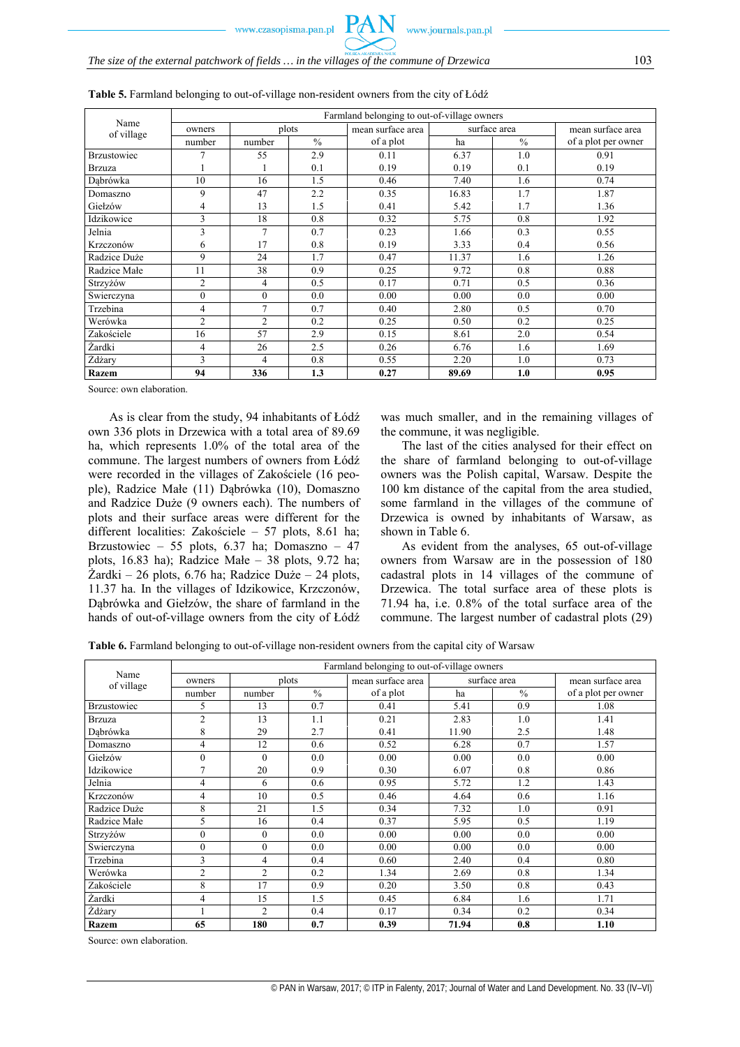**Table 5.** Farmland belonging to out-of-village non-resident owners from the city of Łódź

| Name of village | Farmland belonging to out-of-village owners | | | | | | |
|---|---|---|---|---|---|---|---|
| | owners | plots | | mean surface area | surface area | | mean surface area |
| | number | number | % | of a plot | ha | % | of a plot per owner |
| Brzustowiec | 7 | 55 | 2.9 | 0.11 | 6.37 | 1.0 | 0.91 |
| Brzuza | 1 | 1 | 0.1 | 0.19 | 0.19 | 0.1 | 0.19 |
| Dąbrówka | 10 | 16 | 1.5 | 0.46 | 7.40 | 1.6 | 0.74 |
| Domaszno | 9 | 47 | 2.2 | 0.35 | 16.83 | 1.7 | 1.87 |
| Giełzów | 4 | 13 | 1.5 | 0.41 | 5.42 | 1.7 | 1.36 |
| Idzikowice | 3 | 18 | 0.8 | 0.32 | 5.75 | 0.8 | 1.92 |
| Jelnia | 3 | 7 | 0.7 | 0.23 | 1.66 | 0.3 | 0.55 |
| Krzczonów | 6 | 17 | 0.8 | 0.19 | 3.33 | 0.4 | 0.56 |
| Radzice Duże | 9 | 24 | 1.7 | 0.47 | 11.37 | 1.6 | 1.26 |
| Radzice Małe | 11 | 38 | 0.9 | 0.25 | 9.72 | 0.8 | 0.88 |
| Strzyżów | 2 | 4 | 0.5 | 0.17 | 0.71 | 0.5 | 0.36 |
| Swierczyna | 0 | 0 | 0.0 | 0.00 | 0.00 | 0.0 | 0.00 |
| Trzebina | 4 | 7 | 0.7 | 0.40 | 2.80 | 0.5 | 0.70 |
| Werówka | 2 | 2 | 0.2 | 0.25 | 0.50 | 0.2 | 0.25 |
| Zakościele | 16 | 57 | 2.9 | 0.15 | 8.61 | 2.0 | 0.54 |
| Żardki | 4 | 26 | 2.5 | 0.26 | 6.76 | 1.6 | 1.69 |
| Zdżary | 3 | 4 | 0.8 | 0.55 | 2.20 | 1.0 | 0.73 |
| **Razem** | **94** | **336** | **1.3** | **0.27** | **89.69** | **1.0** | **0.95** |

Source: own elaboration.

As is clear from the study, 94 inhabitants of Łódź own 336 plots in Drzewica with a total area of 89.69 ha, which represents 1.0% of the total area of the commune. The largest numbers of owners from Łódź were recorded in the villages of Zakościele (16 people), Radzice Małe (11) Dąbrówka (10), Domaszno and Radzice Duże (9 owners each). The numbers of plots and their surface areas were different for the different localities: Zakościele – 57 plots, 8.61 ha; Brzustowiec – 55 plots, 6.37 ha; Domaszno – 47 plots, 16.83 ha); Radzice Małe – 38 plots, 9.72 ha; Żardki – 26 plots, 6.76 ha; Radzice Duże – 24 plots, 11.37 ha. In the villages of Idzikowice, Krzczonów, Dąbrówka and Giełzów, the share of farmland in the hands of out-of-village owners from the city of Łódź was much smaller, and in the remaining villages of the commune, it was negligible.

The last of the cities analysed for their effect on the share of farmland belonging to out-of-village owners was the Polish capital, Warsaw. Despite the 100 km distance of the capital from the area studied, some farmland in the villages of the commune of Drzewica is owned by inhabitants of Warsaw, as shown in Table 6.

As evident from the analyses, 65 out-of-village owners from Warsaw are in the possession of 180 cadastral plots in 14 villages of the commune of Drzewica. The total surface area of these plots is 71.94 ha, i.e. 0.8% of the total surface area of the commune. The largest number of cadastral plots (29)

**Table 6.** Farmland belonging to out-of-village non-resident owners from the capital city of Warsaw

| Name of village | Farmland belonging to out-of-village owners | | | | | | |
|---|---|---|---|---|---|---|---|
| | owners | plots | | mean surface area | surface area | | mean surface area |
| | number | number | % | of a plot | ha | % | of a plot per owner |
| Brzustowiec | 5 | 13 | 0.7 | 0.41 | 5.41 | 0.9 | 1.08 |
| Brzuza | 2 | 13 | 1.1 | 0.21 | 2.83 | 1.0 | 1.41 |
| Dąbrówka | 8 | 29 | 2.7 | 0.41 | 11.90 | 2.5 | 1.48 |
| Domaszno | 4 | 12 | 0.6 | 0.52 | 6.28 | 0.7 | 1.57 |
| Giełzów | 0 | 0 | 0.0 | 0.00 | 0.00 | 0.0 | 0.00 |
| Idzikowice | 7 | 20 | 0.9 | 0.30 | 6.07 | 0.8 | 0.86 |
| Jelnia | 4 | 6 | 0.6 | 0.95 | 5.72 | 1.2 | 1.43 |
| Krzczonów | 4 | 10 | 0.5 | 0.46 | 4.64 | 0.6 | 1.16 |
| Radzice Duże | 8 | 21 | 1.5 | 0.34 | 7.32 | 1.0 | 0.91 |
| Radzice Małe | 5 | 16 | 0.4 | 0.37 | 5.95 | 0.5 | 1.19 |
| Strzyżów | 0 | 0 | 0.0 | 0.00 | 0.00 | 0.0 | 0.00 |
| Swierczyna | 0 | 0 | 0.0 | 0.00 | 0.00 | 0.0 | 0.00 |
| Trzebina | 3 | 4 | 0.4 | 0.60 | 2.40 | 0.4 | 0.80 |
| Werówka | 2 | 2 | 0.2 | 1.34 | 2.69 | 0.8 | 1.34 |
| Zakościele | 8 | 17 | 0.9 | 0.20 | 3.50 | 0.8 | 0.43 |
| Żardki | 4 | 15 | 1.5 | 0.45 | 6.84 | 1.6 | 1.71 |
| Żdżary | 1 | 2 | 0.4 | 0.17 | 0.34 | 0.2 | 0.34 |
| **Razem** | **65** | **180** | **0.7** | **0.39** | **71.94** | **0.8** | **1.10** |

Source: own elaboration.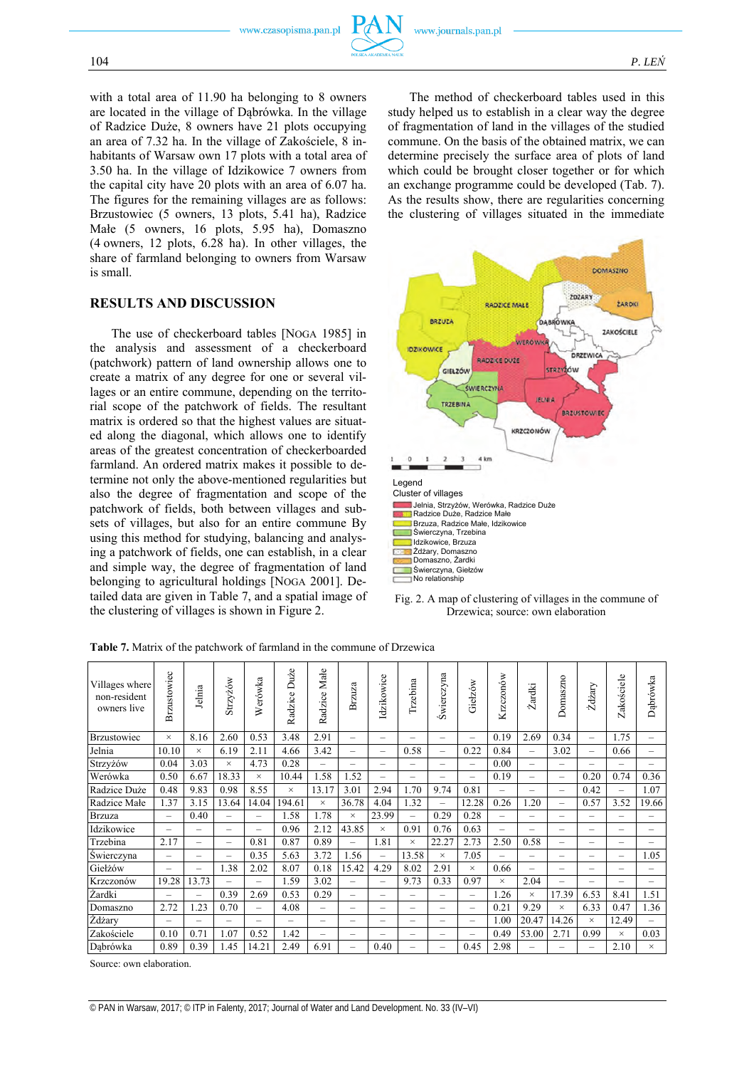with a total area of 11.90 ha belonging to 8 owners are located in the village of Dąbrówka. In the village of Radzice Duże, 8 owners have 21 plots occupying an area of 7.32 ha. In the village of Zakościele, 8 inhabitants of Warsaw own 17 plots with a total area of 3.50 ha. In the village of Idzikowice 7 owners from the capital city have 20 plots with an area of 6.07 ha. The figures for the remaining villages are as follows: Brzustowiec (5 owners, 13 plots, 5.41 ha), Radzice Małe (5 owners, 16 plots, 5.95 ha), Domaszno (4 owners, 12 plots, 6.28 ha). In other villages, the share of farmland belonging to owners from Warsaw is small.

## RESULTS AND DISCUSSION

The use of checkerboard tables [Noga 1985] in the analysis and assessment of a checkerboard (patchwork) pattern of land ownership allows one to create a matrix of any degree for one or several villages or an entire commune, depending on the territorial scope of the patchwork of fields. The resultant matrix is ordered so that the highest values are situated along the diagonal, which allows one to identify areas of the greatest concentration of checkerboarded farmland. An ordered matrix makes it possible to determine not only the above-mentioned regularities but also the degree of fragmentation and scope of the patchwork of fields, both between villages and subsets of villages, but also for an entire commune By using this method for studying, balancing and analysing a patchwork of fields, one can establish, in a clear and simple way, the degree of fragmentation of land belonging to agricultural holdings [Noga 2001]. Detailed data are given in Table 7, and a spatial image of the clustering of villages is shown in Figure 2.

The method of checkerboard tables used in this study helped us to establish in a clear way the degree of fragmentation of land in the villages of the studied commune. On the basis of the obtained matrix, we can determine precisely the surface area of plots of land which could be brought closer together or for which an exchange programme could be developed (Tab. 7). As the results show, there are regularities concerning the clustering of villages situated in the immediate

Fig. 2. A map of clustering of villages in the commune of Drzewica; source: own elaboration

**Table 7.** Matrix of the patchwork of farmland in the commune of Drzewica

| Villages where non-resident owners live | Brzustowiec | Jelnia | Strzyżów | Werówka | Radzice Duże | Radzice Małe | Brzuza | Idzikowice | Trzebina | Świerczyna | Giełzów | Krzczonów | Żardki | Domaszno | Żdżary | Zakościele | Dąbrówka |
|---|---|---|---|---|---|---|---|---|---|---|---|---|---|---|---|---|---|
| Brzustowiec | × | 8.16 | 2.60 | 0.53 | 3.48 | 2.91 | – | – | – | – | – | 0.19 | 2.69 | 0.34 | – | 1.75 | – |
| Jelnia | 10.10 | × | 6.19 | 2.11 | 4.66 | 3.42 | – | – | 0.58 | – | 0.22 | 0.84 | – | 3.02 | – | 0.66 | – |
| Strzyżów | 0.04 | 3.03 | × | 4.73 | 0.28 | – | – | – | – | – | – | 0.00 | – | – | – | – | – |
| Werówka | 0.50 | 6.67 | 18.33 | × | 10.44 | 1.58 | 1.52 | – | – | – | – | 0.19 | – | – | 0.20 | 0.74 | 0.36 |
| Radzice Duże | 0.48 | 9.83 | 0.98 | 8.55 | × | 13.17 | 3.01 | 2.94 | 1.70 | 9.74 | 0.81 | – | – | – | 0.42 | – | 1.07 |
| Radzice Małe | 1.37 | 3.15 | 13.64 | 14.04 | 194.61 | × | 36.78 | 4.04 | 1.32 | – | 12.28 | 0.26 | 1.20 | – | 0.57 | 3.52 | 19.66 |
| Brzuza | – | 0.40 | – | – | 1.58 | 1.78 | × | 23.99 | – | 0.29 | 0.28 | – | – | – | – | – | – |
| Idzikowice | – | – | – | – | 0.96 | 2.12 | 43.85 | × | 0.91 | 0.76 | 0.63 | – | – | – | – | – | – |
| Trzebina | 2.17 | – | – | 0.81 | 0.87 | 0.89 | – | 1.81 | × | 22.27 | 2.73 | 2.50 | 0.58 | – | – | – | – |
| Świerczyna | – | – | – | 0.35 | 5.63 | 3.72 | 1.56 | – | 13.58 | × | 7.05 | – | – | – | – | – | 1.05 |
| Giełzów | – | – | 1.38 | 2.02 | 8.07 | 0.18 | 15.42 | 4.29 | 8.02 | 2.91 | × | 0.66 | – | – | – | – | – |
| Krzczonów | 19.28 | 13.73 | – | – | 1.59 | 3.02 | – | – | – | 9.73 | 0.33 | 0.97 | × | 2.04 | – | – | – |
| Żardki | – | – | 0.39 | 2.69 | 0.53 | 0.29 | – | – | – | – | – | 1.26 | × | 17.39 | 6.53 | 8.41 | 1.51 |
| Domaszno | 2.72 | 1.23 | 0.70 | – | 4.08 | – | – | – | – | – | – | 0.21 | 9.29 | × | 6.33 | 0.47 | 1.36 |
| Żdżary | – | – | – | – | – | – | – | – | – | – | – | 1.00 | 20.47 | 14.26 | × | 12.49 | – |
| Zakościele | 0.10 | 0.71 | 1.07 | 0.52 | 1.42 | – | – | – | – | – | – | 0.49 | 53.00 | 2.71 | 0.99 | × | 0.03 |
| Dąbrówka | 0.89 | 0.39 | 1.45 | 14.21 | 2.49 | 6.91 | – | 0.40 | – | – | 0.45 | 2.98 | – | – | – | 2.10 | × |

Source: own elaboration.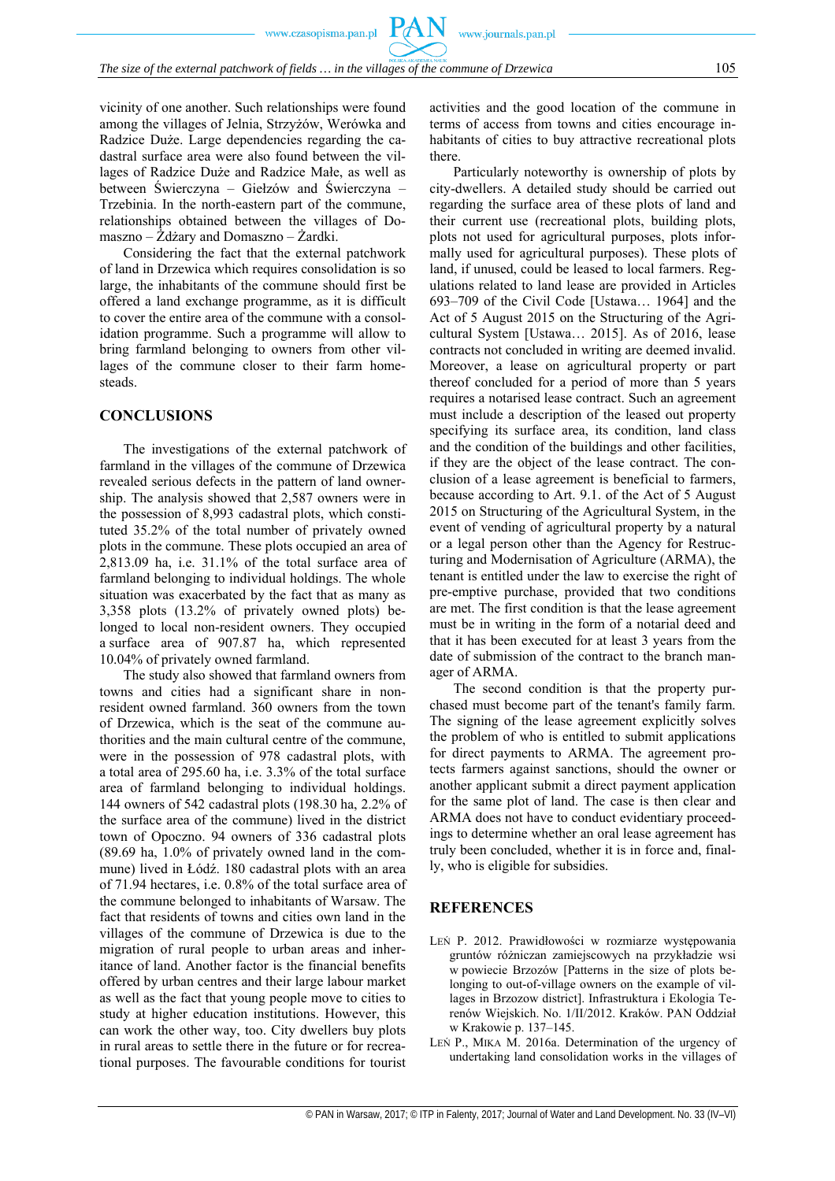vicinity of one another. Such relationships were found among the villages of Jelnia, Strzyżów, Werówka and Radzice Duże. Large dependencies regarding the cadastral surface area were also found between the villages of Radzice Duże and Radzice Małe, as well as between Świerczyna – Giełzów and Świerczyna – Trzebinia. In the north-eastern part of the commune, relationships obtained between the villages of Domaszno – Żdżary and Domaszno – Żardki.

Considering the fact that the external patchwork of land in Drzewica which requires consolidation is so large, the inhabitants of the commune should first be offered a land exchange programme, as it is difficult to cover the entire area of the commune with a consolidation programme. Such a programme will allow to bring farmland belonging to owners from other villages of the commune closer to their farm homesteads.

## CONCLUSIONS

The investigations of the external patchwork of farmland in the villages of the commune of Drzewica revealed serious defects in the pattern of land ownership. The analysis showed that 2,587 owners were in the possession of 8,993 cadastral plots, which constituted 35.2% of the total number of privately owned plots in the commune. These plots occupied an area of 2,813.09 ha, i.e. 31.1% of the total surface area of farmland belonging to individual holdings. The whole situation was exacerbated by the fact that as many as 3,358 plots (13.2% of privately owned plots) belonged to local non-resident owners. They occupied a surface area of 907.87 ha, which represented 10.04% of privately owned farmland.

The study also showed that farmland owners from towns and cities had a significant share in non-resident owned farmland. 360 owners from the town of Drzewica, which is the seat of the commune authorities and the main cultural centre of the commune, were in the possession of 978 cadastral plots, with a total area of 295.60 ha, i.e. 3.3% of the total surface area of farmland belonging to individual holdings. 144 owners of 542 cadastral plots (198.30 ha, 2.2% of the surface area of the commune) lived in the district town of Opoczno. 94 owners of 336 cadastral plots (89.69 ha, 1.0% of privately owned land in the commune) lived in Łódź. 180 cadastral plots with an area of 71.94 hectares, i.e. 0.8% of the total surface area of the commune belonged to inhabitants of Warsaw. The fact that residents of towns and cities own land in the villages of the commune of Drzewica is due to the migration of rural people to urban areas and inheritance of land. Another factor is the financial benefits offered by urban centres and their large labour market as well as the fact that young people move to cities to study at higher education institutions. However, this can work the other way, too. City dwellers buy plots in rural areas to settle there in the future or for recreational purposes. The favourable conditions for tourist activities and the good location of the commune in terms of access from towns and cities encourage inhabitants of cities to buy attractive recreational plots there.

Particularly noteworthy is ownership of plots by city-dwellers. A detailed study should be carried out regarding the surface area of these plots of land and their current use (recreational plots, building plots, plots not used for agricultural purposes, plots informally used for agricultural purposes). These plots of land, if unused, could be leased to local farmers. Regulations related to land lease are provided in Articles 693–709 of the Civil Code [Ustawa… 1964] and the Act of 5 August 2015 on the Structuring of the Agricultural System [Ustawa… 2015]. As of 2016, lease contracts not concluded in writing are deemed invalid. Moreover, a lease on agricultural property or part thereof concluded for a period of more than 5 years requires a notarised lease contract. Such an agreement must include a description of the leased out property specifying its surface area, its condition, land class and the condition of the buildings and other facilities, if they are the object of the lease contract. The conclusion of a lease agreement is beneficial to farmers, because according to Art. 9.1. of the Act of 5 August 2015 on Structuring of the Agricultural System, in the event of vending of agricultural property by a natural or a legal person other than the Agency for Restructuring and Modernisation of Agriculture (ARMA), the tenant is entitled under the law to exercise the right of pre-emptive purchase, provided that two conditions are met. The first condition is that the lease agreement must be in writing in the form of a notarial deed and that it has been executed for at least 3 years from the date of submission of the contract to the branch manager of ARMA.

The second condition is that the property purchased must become part of the tenant's family farm. The signing of the lease agreement explicitly solves the problem of who is entitled to submit applications for direct payments to ARMA. The agreement protects farmers against sanctions, should the owner or another applicant submit a direct payment application for the same plot of land. The case is then clear and ARMA does not have to conduct evidentiary proceedings to determine whether an oral lease agreement has truly been concluded, whether it is in force and, finally, who is eligible for subsidies.

## REFERENCES

LEŃ P. 2012. Prawidłowości w rozmiarze występowania gruntów różniczan zamiejscowych na przykładzie wsi w powiecie Brzozów [Patterns in the size of plots belonging to out-of-village owners on the example of villages in Brzozow district]. Infrastruktura i Ekologia Terenów Wiejskich. No. 1/II/2012. Kraków. PAN Oddział w Krakowie p. 137–145.

LEŃ P., MIKA M. 2016a. Determination of the urgency of undertaking land consolidation works in the villages of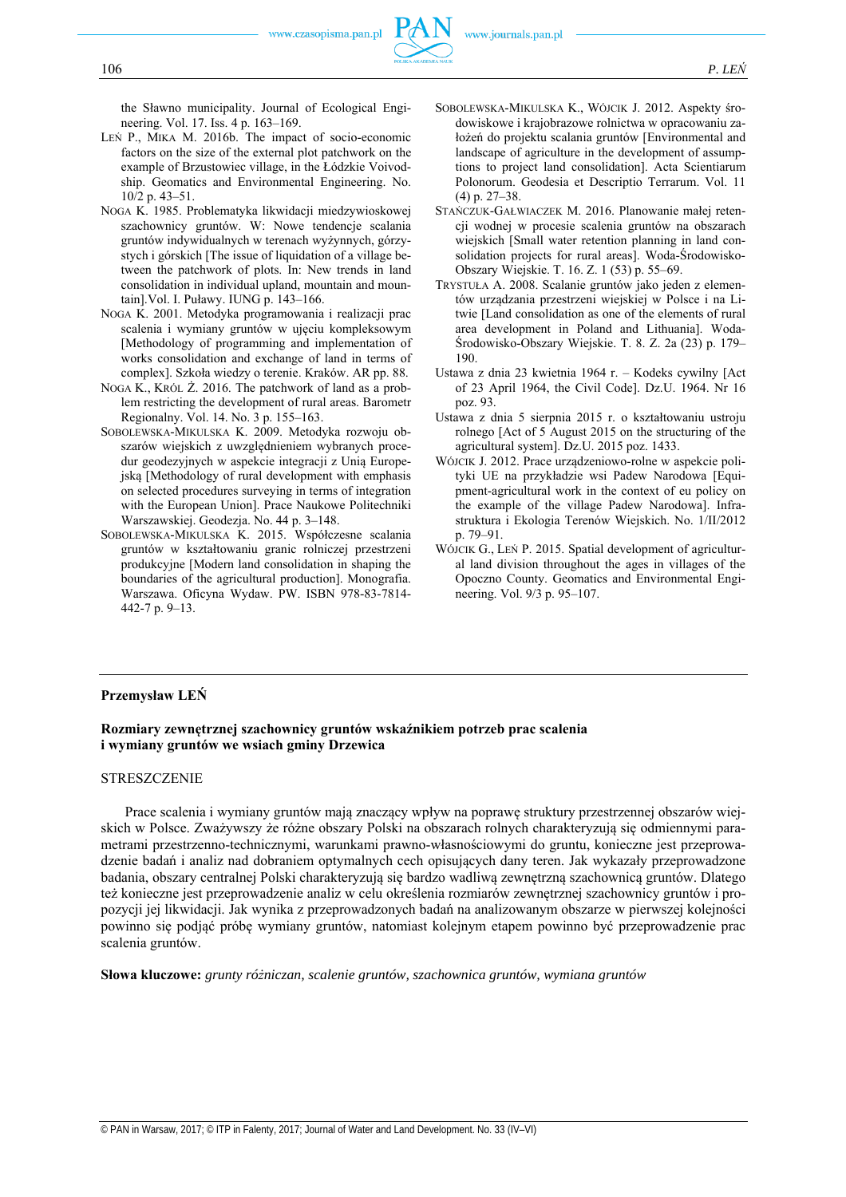the Sławno municipality. Journal of Ecological Engineering. Vol. 17. Iss. 4 p. 163–169.

LEŃ P., MIKA M. 2016b. The impact of socio-economic factors on the size of the external plot patchwork on the example of Brzustowiec village, in the Łódzkie Voivodship. Geomatics and Environmental Engineering. No. 10/2 p. 43–51.

NOGA K. 1985. Problematyka likwidacji miedzywioskowej szachownicy gruntów. W: Nowe tendencje scalania gruntów indywidualnych w terenach wyżynnych, górzystych i górskich [The issue of liquidation of a village between the patchwork of plots. In: New trends in land consolidation in individual upland, mountain and mountain].Vol. I. Puławy. IUNG p. 143–166.

NOGA K. 2001. Metodyka programowania i realizacji prac scalenia i wymiany gruntów w ujęciu kompleksowym [Methodology of programming and implementation of works consolidation and exchange of land in terms of complex]. Szkoła wiedzy o terenie. Kraków. AR pp. 88.

NOGA K., KRÓL Ż. 2016. The patchwork of land as a problem restricting the development of rural areas. Barometr Regionalny. Vol. 14. No. 3 p. 155–163.

SOBOLEWSKA-MIKULSKA K. 2009. Metodyka rozwoju obszarów wiejskich z uwzględnieniem wybranych procedur geodezyjnych w aspekcie integracji z Unią Europejską [Methodology of rural development with emphasis on selected procedures surveying in terms of integration with the European Union]. Prace Naukowe Politechniki Warszawskiej. Geodezja. No. 44 p. 3–148.

SOBOLEWSKA-MIKULSKA K. 2015. Współczesne scalania gruntów w kształtowaniu granic rolniczej przestrzeni produkcyjne [Modern land consolidation in shaping the boundaries of the agricultural production]. Monografia. Warszawa. Oficyna Wydaw. PW. ISBN 978-83-7814-442-7 p. 9–13.

SOBOLEWSKA-MIKULSKA K., WÓJCIK J. 2012. Aspekty środowiskowe i krajobrazowe rolnictwa w opracowaniu założeń do projektu scalania gruntów [Environmental and landscape of agriculture in the development of assumptions to project land consolidation]. Acta Scientiarum Polonorum. Geodesia et Descriptio Terrarum. Vol. 11 (4) p. 27–38.

STAŃCZUK-GAŁWIACZEK M. 2016. Planowanie małej retencji wodnej w procesie scalenia gruntów na obszarach wiejskich [Small water retention planning in land consolidation projects for rural areas]. Woda-Środowisko-Obszary Wiejskie. T. 16. Z. 1 (53) p. 55–69.

TRYSTUŁA A. 2008. Scalanie gruntów jako jeden z elementów urządzania przestrzeni wiejskiej w Polsce i na Litwie [Land consolidation as one of the elements of rural area development in Poland and Lithuania]. Woda-Środowisko-Obszary Wiejskie. T. 8. Z. 2a (23) p. 179–190.

Ustawa z dnia 23 kwietnia 1964 r. – Kodeks cywilny [Act of 23 April 1964, the Civil Code]. Dz.U. 1964. Nr 16 poz. 93.

Ustawa z dnia 5 sierpnia 2015 r. o kształtowaniu ustroju rolnego [Act of 5 August 2015 on the structuring of the agricultural system]. Dz.U. 2015 poz. 1433.

WÓJCIK J. 2012. Prace urządzeniowo-rolne w aspekcie polityki UE na przykładzie wsi Padew Narodowa [Equipment-agricultural work in the context of eu policy on the example of the village Padew Narodowa]. Infrastruktura i Ekologia Terenów Wiejskich. No. 1/II/2012 p. 79–91.

WÓJCIK G., LEŃ P. 2015. Spatial development of agricultural land division throughout the ages in villages of the Opoczno County. Geomatics and Environmental Engineering. Vol. 9/3 p. 95–107.

---

**Przemysław LEŃ**

**Rozmiary zewnętrznej szachownicy gruntów wskaźnikiem potrzeb prac scalenia i wymiany gruntów we wsiach gminy Drzewica**

STRESZCZENIE

Prace scalenia i wymiany gruntów mają znaczący wpływ na poprawę struktury przestrzennej obszarów wiejskich w Polsce. Zważywszy że różne obszary Polski na obszarach rolnych charakteryzują się odmiennymi parametrami przestrzenno-technicznymi, warunkami prawno-własnościowymi do gruntu, konieczne jest przeprowadzenie badań i analiz nad dobraniem optymalnych cech opisujących dany teren. Jak wykazały przeprowadzone badania, obszary centralnej Polski charakteryzują się bardzo wadliwą zewnętrzną szachownicą gruntów. Dlatego też konieczne jest przeprowadzenie analiz w celu określenia rozmiarów zewnętrznej szachownicy gruntów i propozycji jej likwidacji. Jak wynika z przeprowadzonych badań na analizowanym obszarze w pierwszej kolejności powinno się podjąć próbę wymiany gruntów, natomiast kolejnym etapem powinno być przeprowadzenie prac scalenia gruntów.

**Słowa kluczowe:** *grunty różniczan, scalenie gruntów, szachownica gruntów, wymiana gruntów*